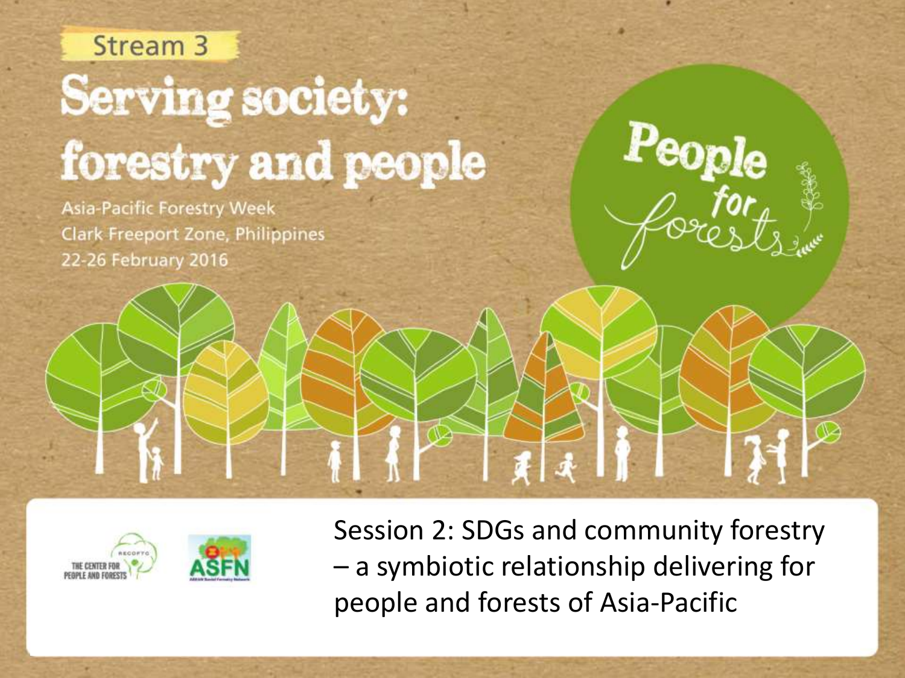Stream 3

# Serving society: forestry and people

Asia-Pacific Forestry Week
Clark Freeport Zone, Philippines
22-26 February 2016

People for forests

RECOFTC THE CENTER FOR PEOPLE AND FORESTS

ASFN

## Session 2: SDGs and community forestry – a symbiotic relationship delivering for people and forests of Asia-Pacific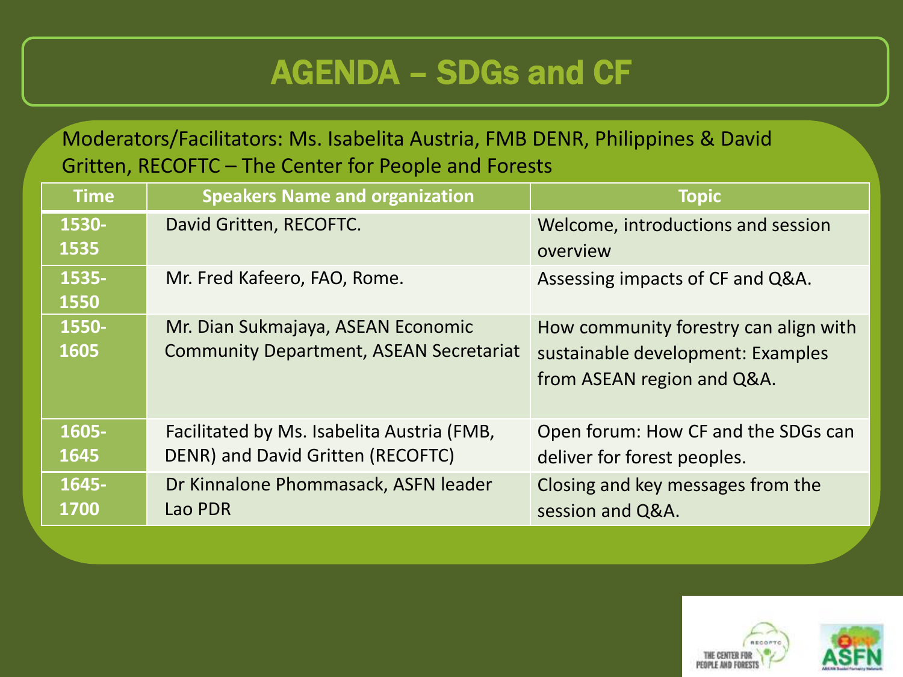# AGENDA – SDGs and CF

Moderators/Facilitators: Ms. Isabelita Austria, FMB DENR, Philippines & David Gritten, RECOFTC – The Center for People and Forests

| Time | Speakers Name and organization | Topic |
|---|---|---|
| 1530-1535 | David Gritten, RECOFTC. | Welcome, introductions and session overview |
| 1535-1550 | Mr. Fred Kafeero, FAO, Rome. | Assessing impacts of CF and Q&A. |
| 1550-1605 | Mr. Dian Sukmajaya, ASEAN Economic Community Department, ASEAN Secretariat | How community forestry can align with sustainable development: Examples from ASEAN region and Q&A. |
| 1605-1645 | Facilitated by Ms. Isabelita Austria (FMB, DENR) and David Gritten (RECOFTC) | Open forum: How CF and the SDGs can deliver for forest peoples. |
| 1645-1700 | Dr Kinnalone Phommasack, ASFN leader Lao PDR | Closing and key messages from the session and Q&A. |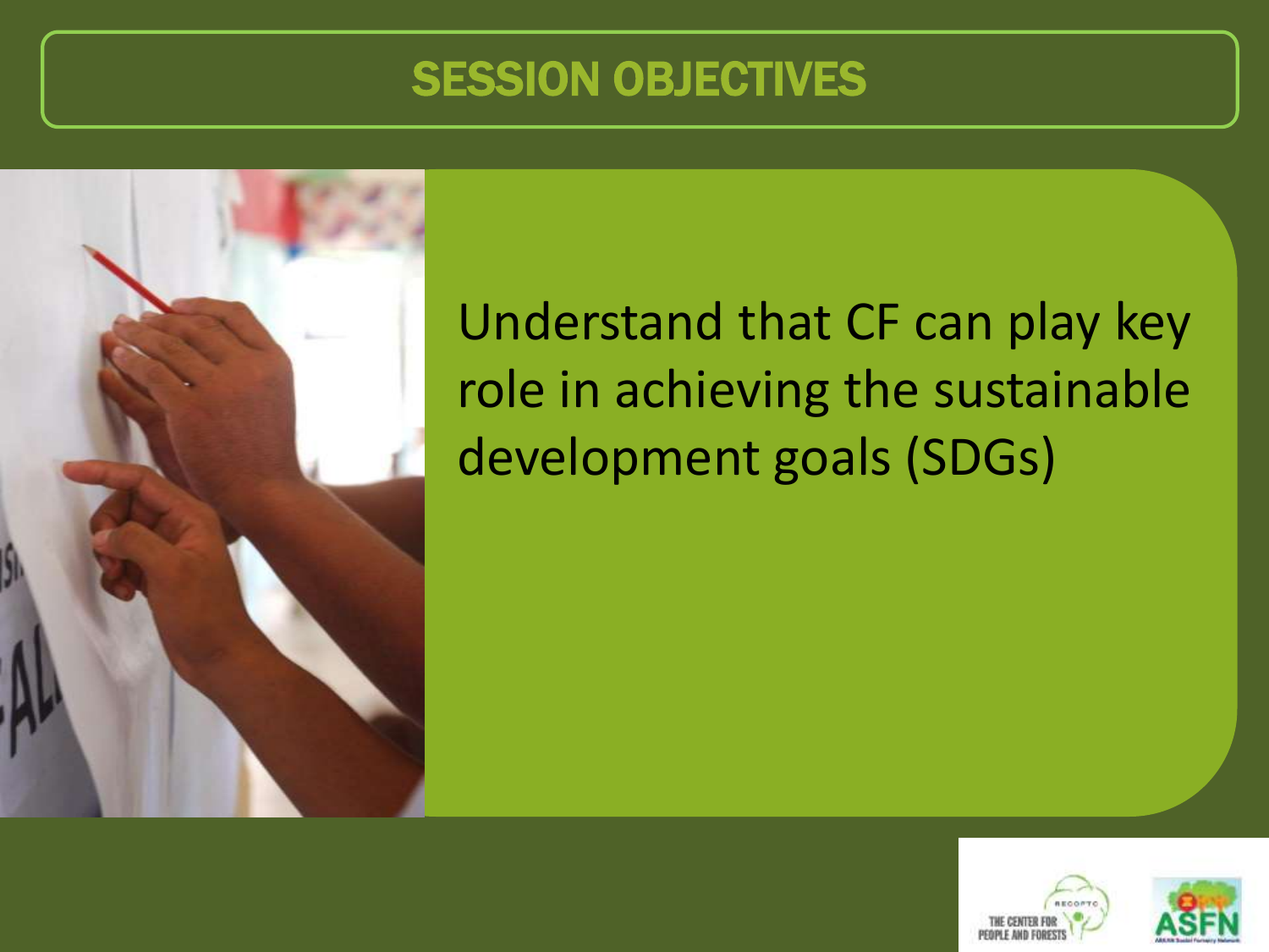# SESSION OBJECTIVES

Understand that CF can play key role in achieving the sustainable development goals (SDGs)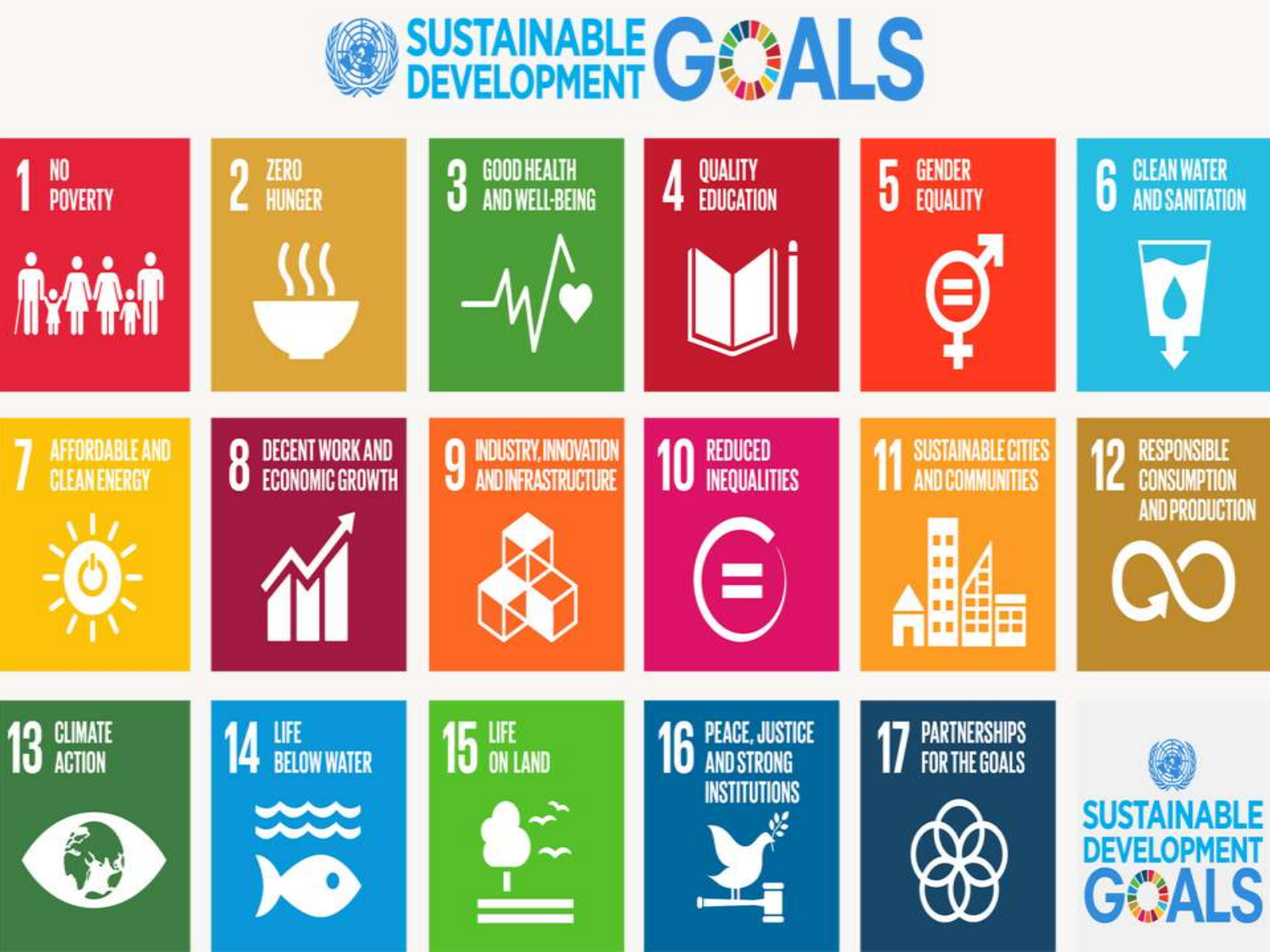# SUSTAINABLE DEVELOPMENT GOALS

1. NO POVERTY
2. ZERO HUNGER
3. GOOD HEALTH AND WELL-BEING
4. QUALITY EDUCATION
5. GENDER EQUALITY
6. CLEAN WATER AND SANITATION
7. AFFORDABLE AND CLEAN ENERGY
8. DECENT WORK AND ECONOMIC GROWTH
9. INDUSTRY, INNOVATION AND INFRASTRUCTURE
10. REDUCED INEQUALITIES
11. SUSTAINABLE CITIES AND COMMUNITIES
12. RESPONSIBLE CONSUMPTION AND PRODUCTION
13. CLIMATE ACTION
14. LIFE BELOW WATER
15. LIFE ON LAND
16. PEACE, JUSTICE AND STRONG INSTITUTIONS
17. PARTNERSHIPS FOR THE GOALS

SUSTAINABLE DEVELOPMENT GOALS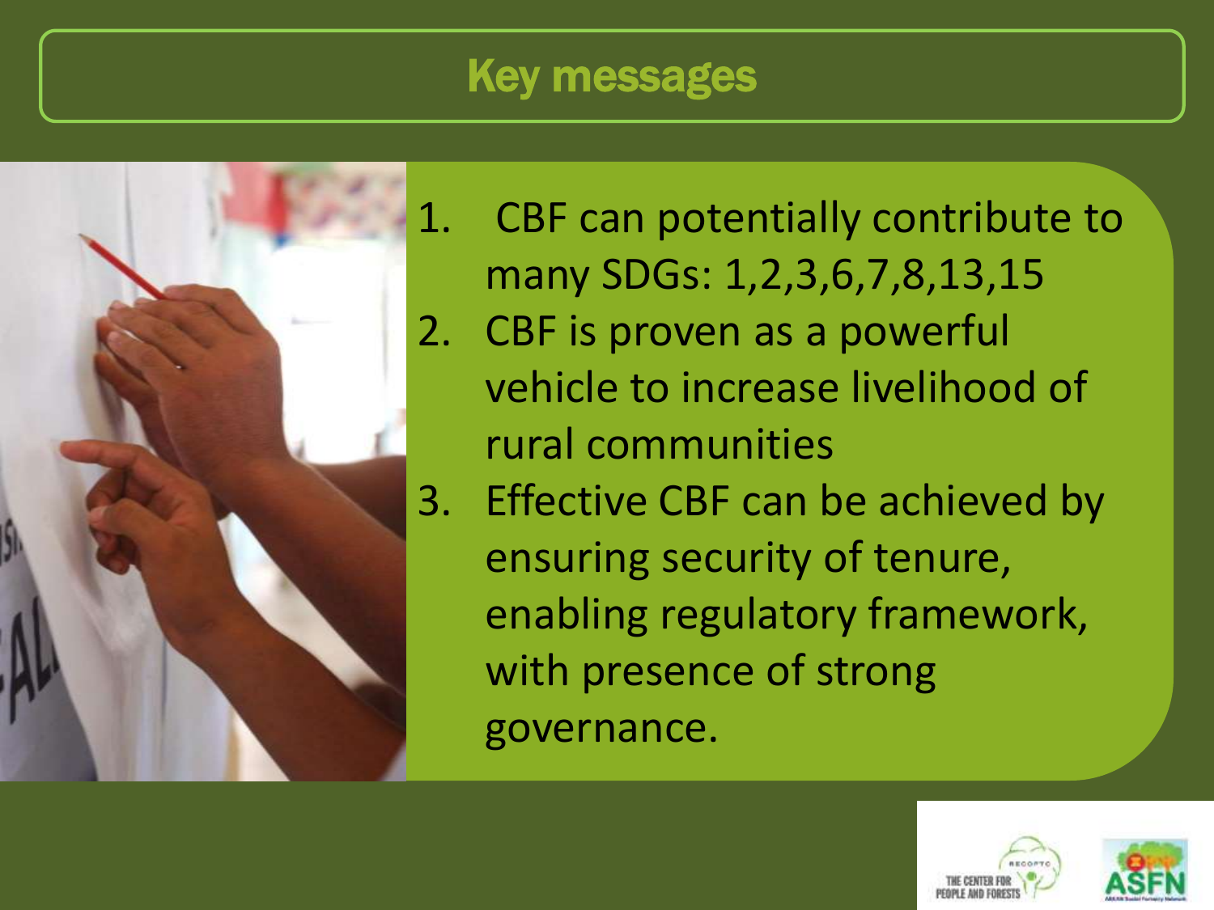## Key messages

1. CBF can potentially contribute to many SDGs: 1,2,3,6,7,8,13,15
2. CBF is proven as a powerful vehicle to increase livelihood of rural communities
3. Effective CBF can be achieved by ensuring security of tenure, enabling regulatory framework, with presence of strong governance.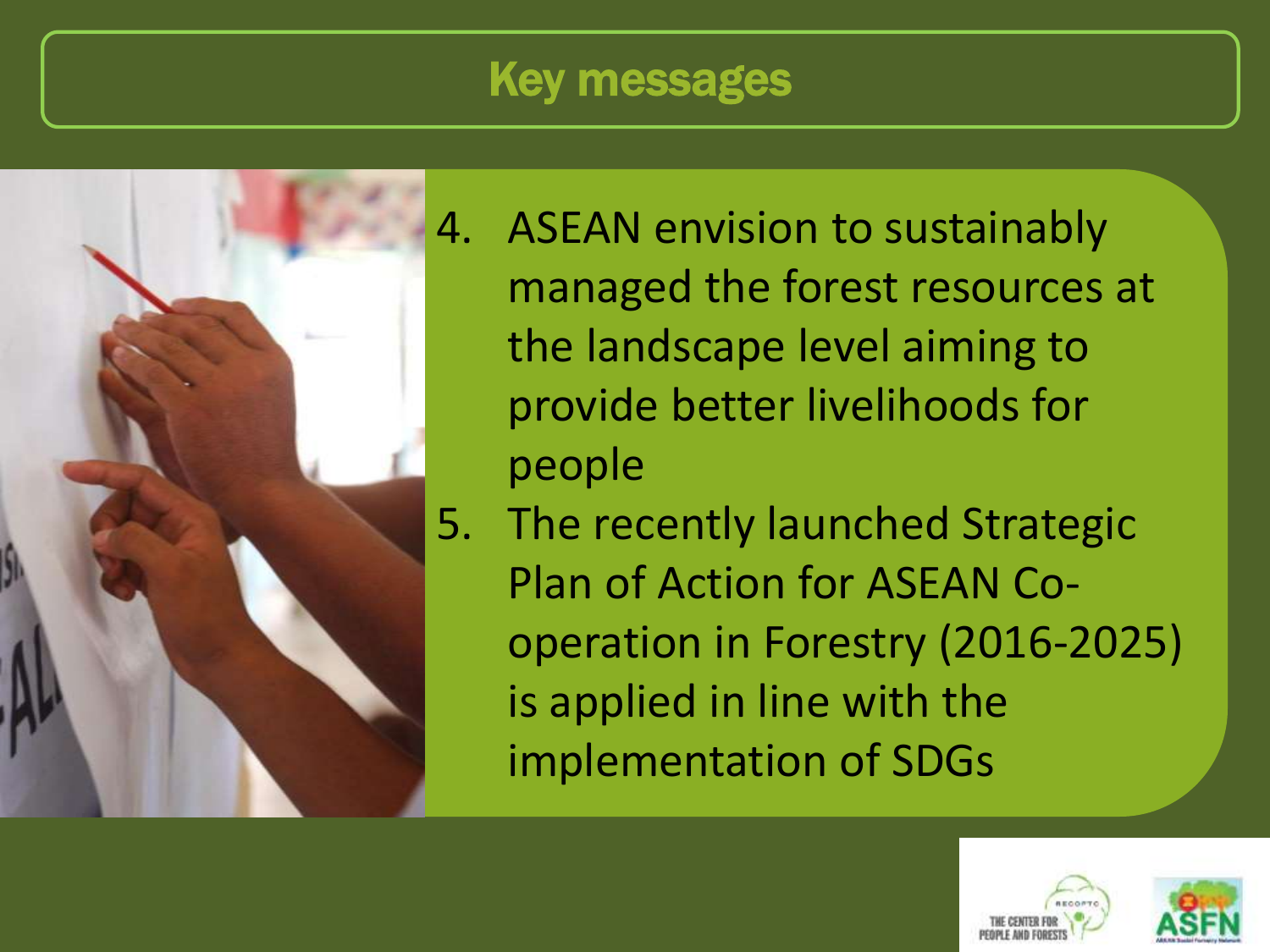# Key messages

4. ASEAN envision to sustainably managed the forest resources at the landscape level aiming to provide better livelihoods for people
5. The recently launched Strategic Plan of Action for ASEAN Co-operation in Forestry (2016-2025) is applied in line with the implementation of SDGs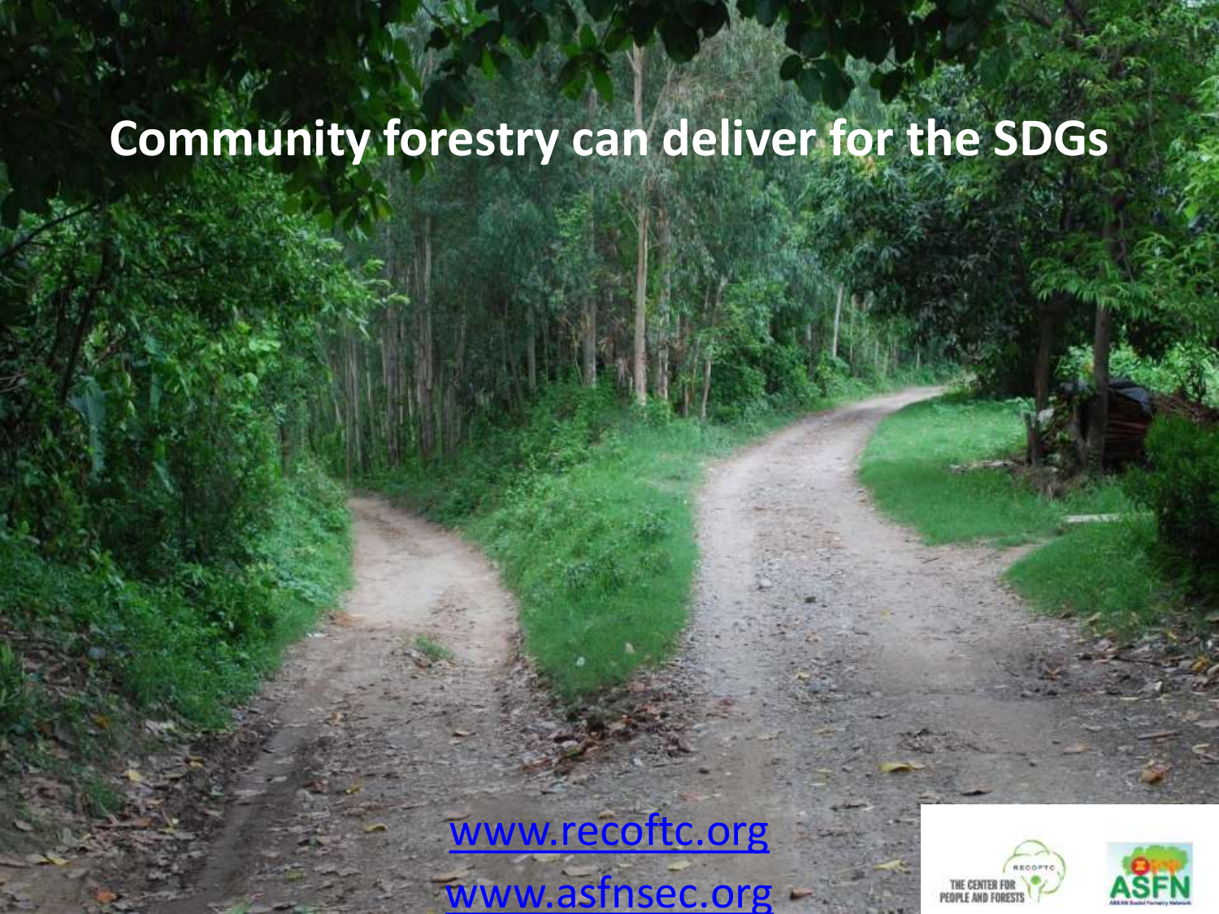# Community forestry can deliver for the SDGs

www.recoftc.org
www.asfnsec.org